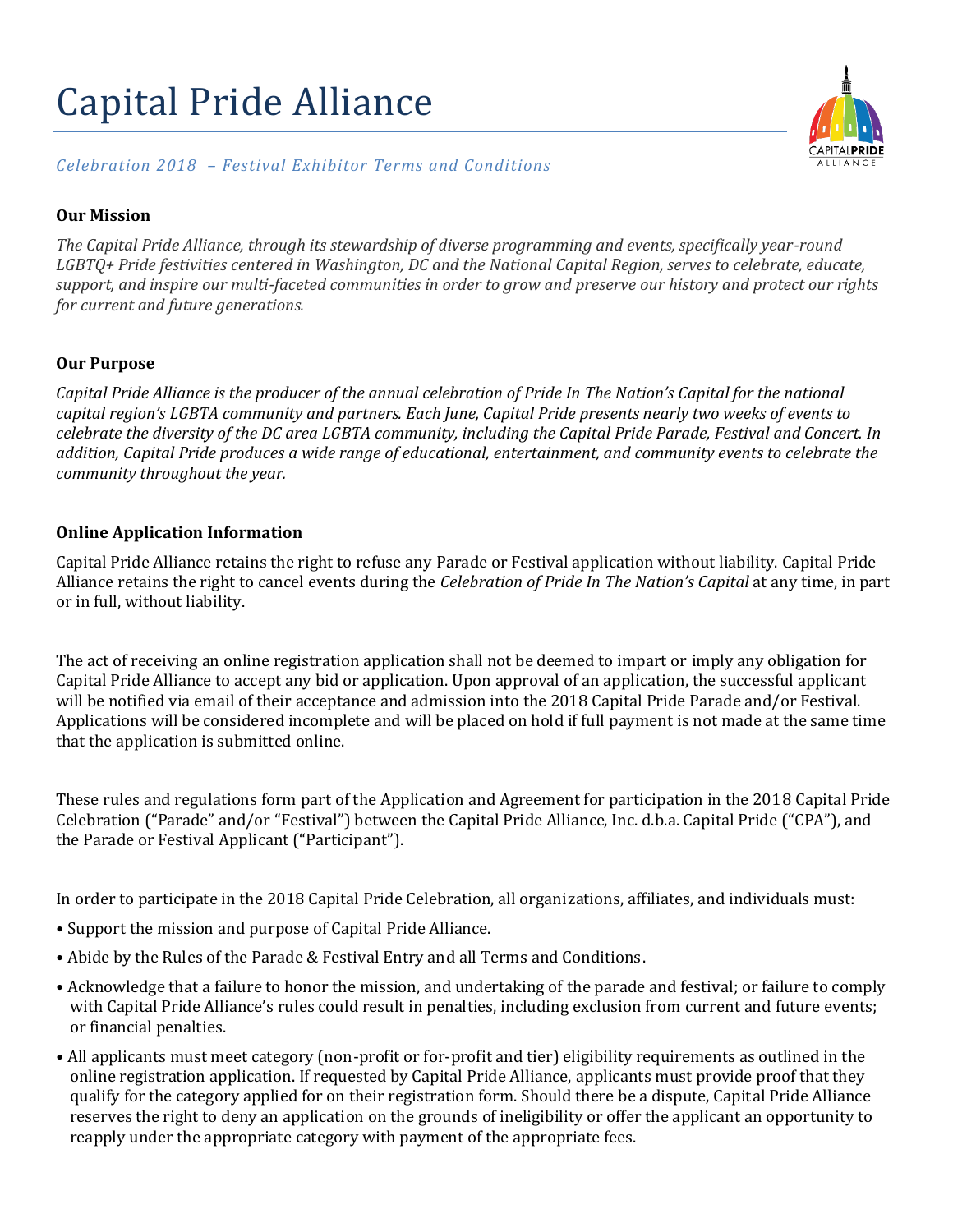# Capital Pride Alliance

*Celebration 2018 – Festival Exhibitor Terms and Conditions*

**Our Mission**

*The Capital Pride Alliance, through its stewardship of diverse programming and events, specifically year-round LGBTQ+ Pride festivities centered in Washington, DC and the National Capital Region, serves to celebrate, educate, support, and inspire our multi-faceted communities in order to grow and preserve our history and protect our rights for current and future generations.*

**Our Purpose**

*Capital Pride Alliance is the producer of the annual celebration of Pride In The Nation's Capital for the national capital region's LGBTA community and partners. Each June, Capital Pride presents nearly two weeks of events to celebrate the diversity of the DC area LGBTA community, including the Capital Pride Parade, Festival and Concert. In addition, Capital Pride produces a wide range of educational, entertainment, and community events to celebrate the community throughout the year.*

**Online Application Information**

Capital Pride Alliance retains the right to refuse any Parade or Festival application without liability. Capital Pride Alliance retains the right to cancel events during the *Celebration of Pride In The Nation's Capital* at any time, in part or in full, without liability.

The act of receiving an online registration application shall not be deemed to impart or imply any obligation for Capital Pride Alliance to accept any bid or application. Upon approval of an application, the successful applicant will be notified via email of their acceptance and admission into the 2018 Capital Pride Parade and/or Festival. Applications will be considered incomplete and will be placed on hold if full payment is not made at the same time that the application is submitted online.

These rules and regulations form part of the Application and Agreement for participation in the 2018 Capital Pride Celebration ("Parade" and/or "Festival") between the Capital Pride Alliance, Inc. d.b.a. Capital Pride ("CPA"), and the Parade or Festival Applicant ("Participant").

In order to participate in the 2018 Capital Pride Celebration, all organizations, affiliates, and individuals must:

- Support the mission and purpose of Capital Pride Alliance.
- Abide by the Rules of the Parade & Festival Entry and all Terms and Conditions.
- Acknowledge that a failure to honor the mission, and undertaking of the parade and festival; or failure to comply with Capital Pride Alliance's rules could result in penalties, including exclusion from current and future events; or financial penalties.
- All applicants must meet category (non-profit or for-profit and tier) eligibility requirements as outlined in the online registration application. If requested by Capital Pride Alliance, applicants must provide proof that they qualify for the category applied for on their registration form. Should there be a dispute, Capital Pride Alliance reserves the right to deny an application on the grounds of ineligibility or offer the applicant an opportunity to reapply under the appropriate category with payment of the appropriate fees.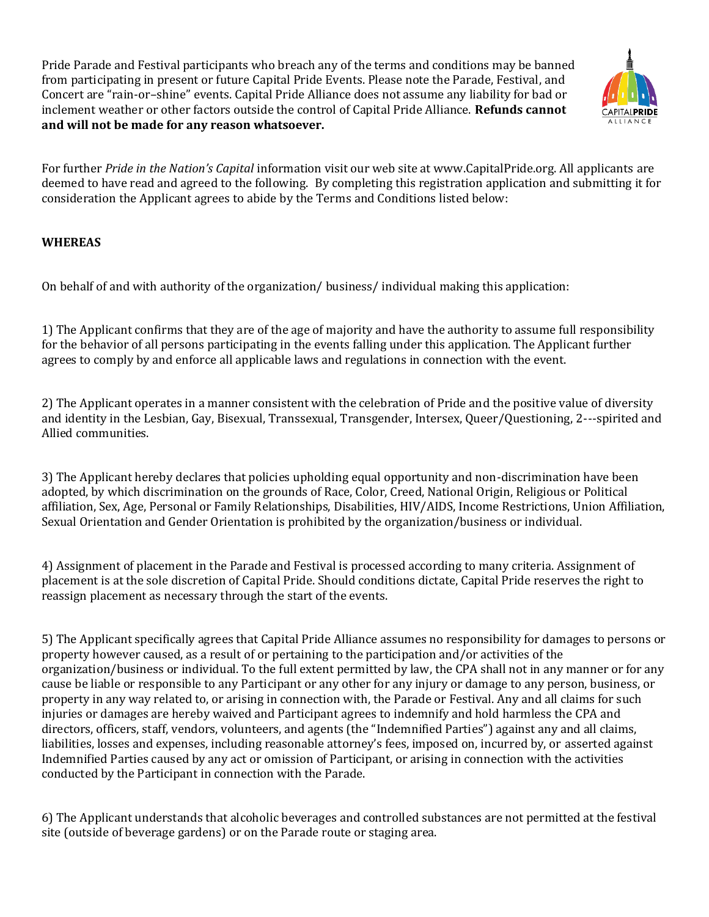Pride Parade and Festival participants who breach any of the terms and conditions may be banned from participating in present or future Capital Pride Events. Please note the Parade, Festival, and Concert are "rain-or–shine" events. Capital Pride Alliance does not assume any liability for bad or inclement weather or other factors outside the control of Capital Pride Alliance. **Refunds cannot and will not be made for any reason whatsoever.**

For further *Pride in the Nation's Capital* information visit our web site at www.CapitalPride.org. All applicants are deemed to have read and agreed to the following. By completing this registration application and submitting it for consideration the Applicant agrees to abide by the Terms and Conditions listed below:

**WHEREAS**

On behalf of and with authority of the organization/ business/ individual making this application:

1) The Applicant confirms that they are of the age of majority and have the authority to assume full responsibility for the behavior of all persons participating in the events falling under this application. The Applicant further agrees to comply by and enforce all applicable laws and regulations in connection with the event.

2) The Applicant operates in a manner consistent with the celebration of Pride and the positive value of diversity and identity in the Lesbian, Gay, Bisexual, Transsexual, Transgender, Intersex, Queer/Questioning, 2---spirited and Allied communities.

3) The Applicant hereby declares that policies upholding equal opportunity and non-discrimination have been adopted, by which discrimination on the grounds of Race, Color, Creed, National Origin, Religious or Political affiliation, Sex, Age, Personal or Family Relationships, Disabilities, HIV/AIDS, Income Restrictions, Union Affiliation, Sexual Orientation and Gender Orientation is prohibited by the organization/business or individual.

4) Assignment of placement in the Parade and Festival is processed according to many criteria. Assignment of placement is at the sole discretion of Capital Pride. Should conditions dictate, Capital Pride reserves the right to reassign placement as necessary through the start of the events.

5) The Applicant specifically agrees that Capital Pride Alliance assumes no responsibility for damages to persons or property however caused, as a result of or pertaining to the participation and/or activities of the organization/business or individual. To the full extent permitted by law, the CPA shall not in any manner or for any cause be liable or responsible to any Participant or any other for any injury or damage to any person, business, or property in any way related to, or arising in connection with, the Parade or Festival. Any and all claims for such injuries or damages are hereby waived and Participant agrees to indemnify and hold harmless the CPA and directors, officers, staff, vendors, volunteers, and agents (the "Indemnified Parties") against any and all claims, liabilities, losses and expenses, including reasonable attorney's fees, imposed on, incurred by, or asserted against Indemnified Parties caused by any act or omission of Participant, or arising in connection with the activities conducted by the Participant in connection with the Parade.

6) The Applicant understands that alcoholic beverages and controlled substances are not permitted at the festival site (outside of beverage gardens) or on the Parade route or staging area.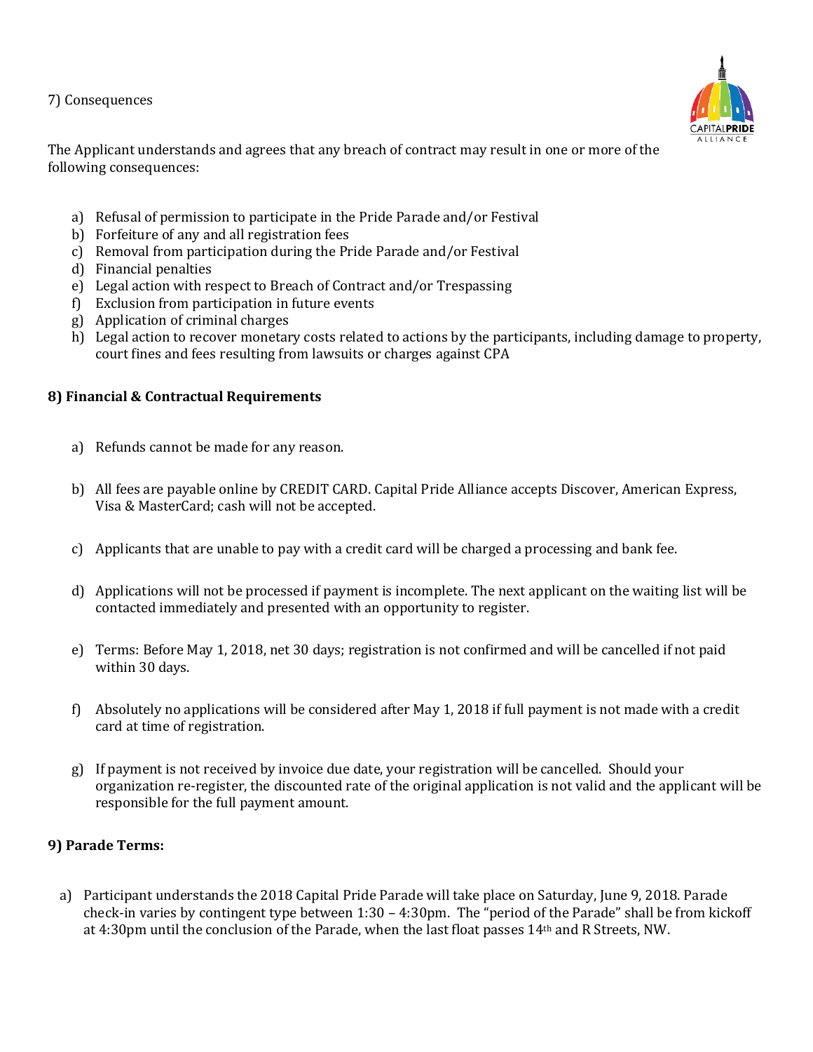7) Consequences

The Applicant understands and agrees that any breach of contract may result in one or more of the following consequences:

a) Refusal of permission to participate in the Pride Parade and/or Festival
b) Forfeiture of any and all registration fees
c) Removal from participation during the Pride Parade and/or Festival
d) Financial penalties
e) Legal action with respect to Breach of Contract and/or Trespassing
f) Exclusion from participation in future events
g) Application of criminal charges
h) Legal action to recover monetary costs related to actions by the participants, including damage to property, court fines and fees resulting from lawsuits or charges against CPA

**8) Financial & Contractual Requirements**

a) Refunds cannot be made for any reason.

b) All fees are payable online by CREDIT CARD. Capital Pride Alliance accepts Discover, American Express, Visa & MasterCard; cash will not be accepted.

c) Applicants that are unable to pay with a credit card will be charged a processing and bank fee.

d) Applications will not be processed if payment is incomplete. The next applicant on the waiting list will be contacted immediately and presented with an opportunity to register.

e) Terms: Before May 1, 2018, net 30 days; registration is not confirmed and will be cancelled if not paid within 30 days.

f) Absolutely no applications will be considered after May 1, 2018 if full payment is not made with a credit card at time of registration.

g) If payment is not received by invoice due date, your registration will be cancelled. Should your organization re-register, the discounted rate of the original application is not valid and the applicant will be responsible for the full payment amount.

**9) Parade Terms:**

a) Participant understands the 2018 Capital Pride Parade will take place on Saturday, June 9, 2018. Parade check-in varies by contingent type between 1:30 – 4:30pm. The "period of the Parade" shall be from kickoff at 4:30pm until the conclusion of the Parade, when the last float passes 14th and R Streets, NW.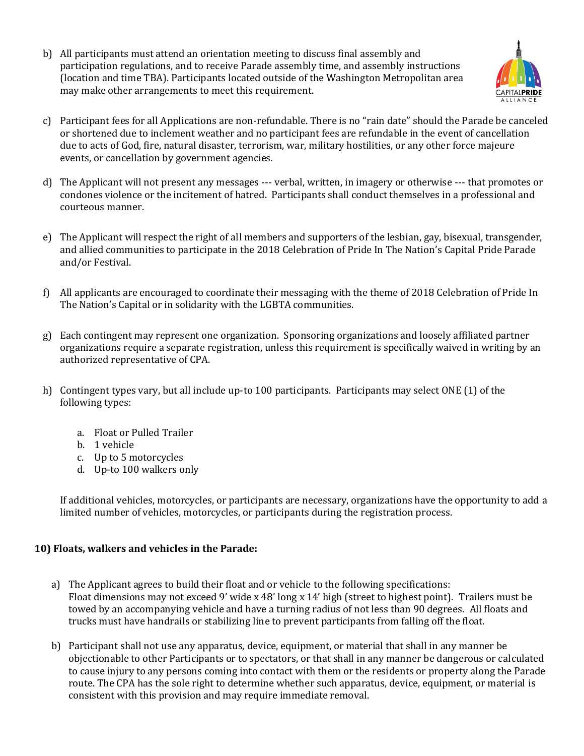b) All participants must attend an orientation meeting to discuss final assembly and participation regulations, and to receive Parade assembly time, and assembly instructions (location and time TBA). Participants located outside of the Washington Metropolitan area may make other arrangements to meet this requirement.

c) Participant fees for all Applications are non-refundable. There is no "rain date" should the Parade be canceled or shortened due to inclement weather and no participant fees are refundable in the event of cancellation due to acts of God, fire, natural disaster, terrorism, war, military hostilities, or any other force majeure events, or cancellation by government agencies.

d) The Applicant will not present any messages --- verbal, written, in imagery or otherwise --- that promotes or condones violence or the incitement of hatred. Participants shall conduct themselves in a professional and courteous manner.

e) The Applicant will respect the right of all members and supporters of the lesbian, gay, bisexual, transgender, and allied communities to participate in the 2018 Celebration of Pride In The Nation's Capital Pride Parade and/or Festival.

f) All applicants are encouraged to coordinate their messaging with the theme of 2018 Celebration of Pride In The Nation's Capital or in solidarity with the LGBTA communities.

g) Each contingent may represent one organization. Sponsoring organizations and loosely affiliated partner organizations require a separate registration, unless this requirement is specifically waived in writing by an authorized representative of CPA.

h) Contingent types vary, but all include up-to 100 participants. Participants may select ONE (1) of the following types:

   a. Float or Pulled Trailer
   b. 1 vehicle
   c. Up to 5 motorcycles
   d. Up-to 100 walkers only

   If additional vehicles, motorcycles, or participants are necessary, organizations have the opportunity to add a limited number of vehicles, motorcycles, or participants during the registration process.

**10) Floats, walkers and vehicles in the Parade:**

a) The Applicant agrees to build their float and or vehicle to the following specifications:
   Float dimensions may not exceed 9' wide x 48' long x 14' high (street to highest point). Trailers must be towed by an accompanying vehicle and have a turning radius of not less than 90 degrees. All floats and trucks must have handrails or stabilizing line to prevent participants from falling off the float.

b) Participant shall not use any apparatus, device, equipment, or material that shall in any manner be objectionable to other Participants or to spectators, or that shall in any manner be dangerous or calculated to cause injury to any persons coming into contact with them or the residents or property along the Parade route. The CPA has the sole right to determine whether such apparatus, device, equipment, or material is consistent with this provision and may require immediate removal.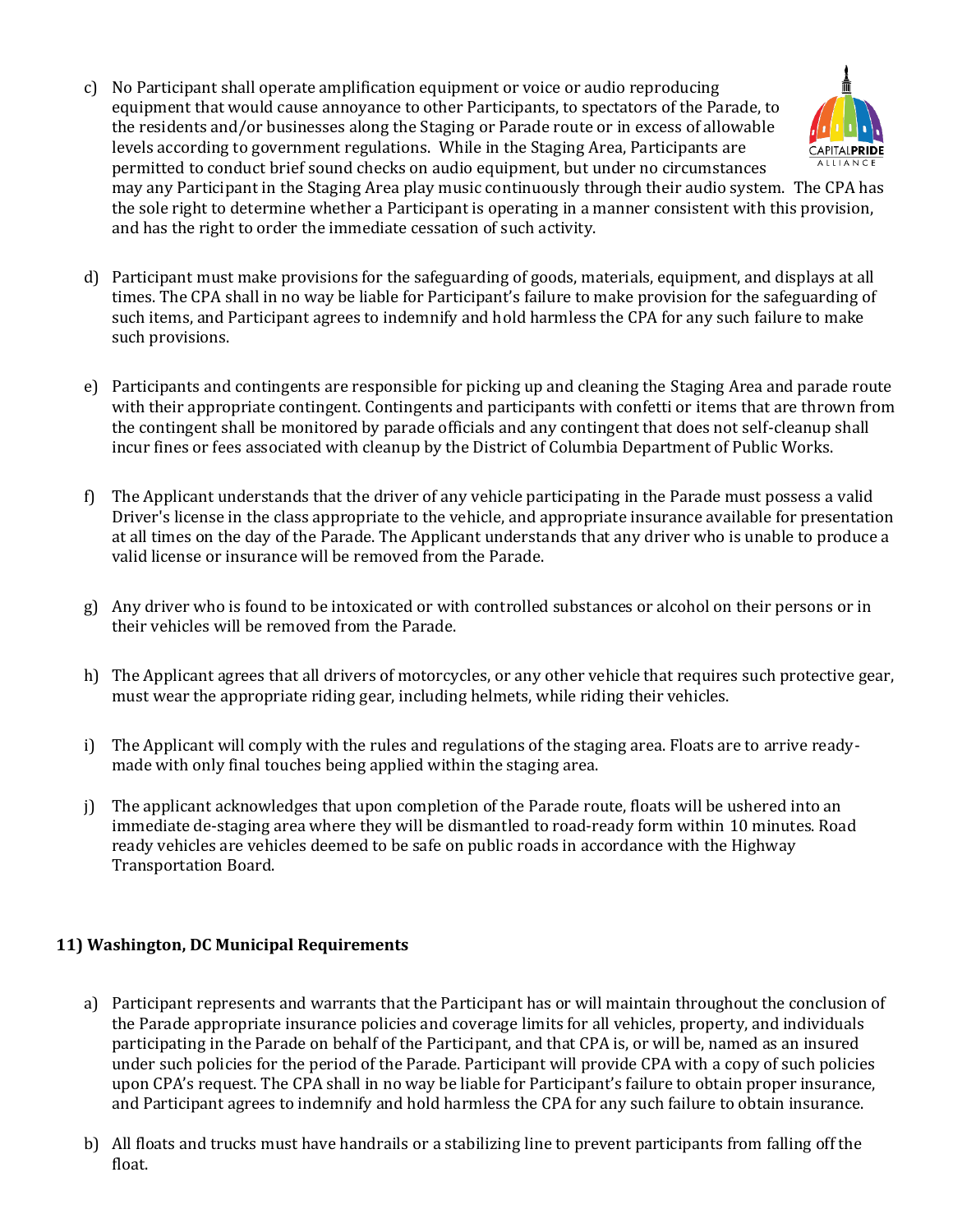c) No Participant shall operate amplification equipment or voice or audio reproducing equipment that would cause annoyance to other Participants, to spectators of the Parade, to the residents and/or businesses along the Staging or Parade route or in excess of allowable levels according to government regulations. While in the Staging Area, Participants are permitted to conduct brief sound checks on audio equipment, but under no circumstances may any Participant in the Staging Area play music continuously through their audio system. The CPA has the sole right to determine whether a Participant is operating in a manner consistent with this provision, and has the right to order the immediate cessation of such activity.

d) Participant must make provisions for the safeguarding of goods, materials, equipment, and displays at all times. The CPA shall in no way be liable for Participant's failure to make provision for the safeguarding of such items, and Participant agrees to indemnify and hold harmless the CPA for any such failure to make such provisions.

e) Participants and contingents are responsible for picking up and cleaning the Staging Area and parade route with their appropriate contingent. Contingents and participants with confetti or items that are thrown from the contingent shall be monitored by parade officials and any contingent that does not self-cleanup shall incur fines or fees associated with cleanup by the District of Columbia Department of Public Works.

f) The Applicant understands that the driver of any vehicle participating in the Parade must possess a valid Driver's license in the class appropriate to the vehicle, and appropriate insurance available for presentation at all times on the day of the Parade. The Applicant understands that any driver who is unable to produce a valid license or insurance will be removed from the Parade.

g) Any driver who is found to be intoxicated or with controlled substances or alcohol on their persons or in their vehicles will be removed from the Parade.

h) The Applicant agrees that all drivers of motorcycles, or any other vehicle that requires such protective gear, must wear the appropriate riding gear, including helmets, while riding their vehicles.

i) The Applicant will comply with the rules and regulations of the staging area. Floats are to arrive ready-made with only final touches being applied within the staging area.

j) The applicant acknowledges that upon completion of the Parade route, floats will be ushered into an immediate de-staging area where they will be dismantled to road-ready form within 10 minutes. Road ready vehicles are vehicles deemed to be safe on public roads in accordance with the Highway Transportation Board.

**11) Washington, DC Municipal Requirements**

a) Participant represents and warrants that the Participant has or will maintain throughout the conclusion of the Parade appropriate insurance policies and coverage limits for all vehicles, property, and individuals participating in the Parade on behalf of the Participant, and that CPA is, or will be, named as an insured under such policies for the period of the Parade. Participant will provide CPA with a copy of such policies upon CPA's request. The CPA shall in no way be liable for Participant's failure to obtain proper insurance, and Participant agrees to indemnify and hold harmless the CPA for any such failure to obtain insurance.

b) All floats and trucks must have handrails or a stabilizing line to prevent participants from falling off the float.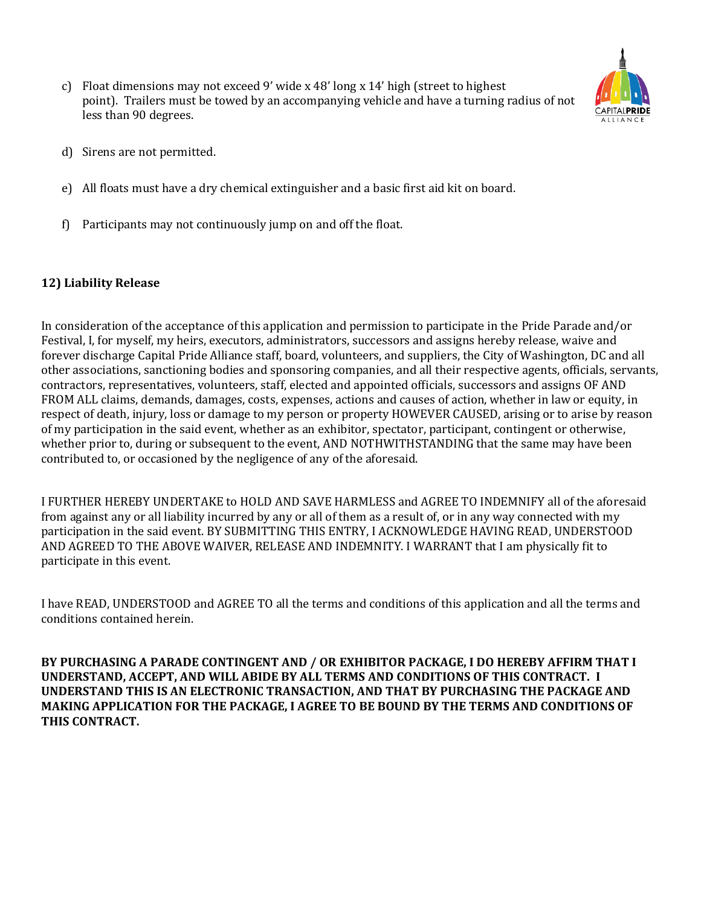c) Float dimensions may not exceed 9' wide x 48' long x 14' high (street to highest point). Trailers must be towed by an accompanying vehicle and have a turning radius of not less than 90 degrees.

d) Sirens are not permitted.

e) All floats must have a dry chemical extinguisher and a basic first aid kit on board.

f) Participants may not continuously jump on and off the float.

**12) Liability Release**

In consideration of the acceptance of this application and permission to participate in the Pride Parade and/or Festival, I, for myself, my heirs, executors, administrators, successors and assigns hereby release, waive and forever discharge Capital Pride Alliance staff, board, volunteers, and suppliers, the City of Washington, DC and all other associations, sanctioning bodies and sponsoring companies, and all their respective agents, officials, servants, contractors, representatives, volunteers, staff, elected and appointed officials, successors and assigns OF AND FROM ALL claims, demands, damages, costs, expenses, actions and causes of action, whether in law or equity, in respect of death, injury, loss or damage to my person or property HOWEVER CAUSED, arising or to arise by reason of my participation in the said event, whether as an exhibitor, spectator, participant, contingent or otherwise, whether prior to, during or subsequent to the event, AND NOTHWITHSTANDING that the same may have been contributed to, or occasioned by the negligence of any of the aforesaid.

I FURTHER HEREBY UNDERTAKE to HOLD AND SAVE HARMLESS and AGREE TO INDEMNIFY all of the aforesaid from against any or all liability incurred by any or all of them as a result of, or in any way connected with my participation in the said event. BY SUBMITTING THIS ENTRY, I ACKNOWLEDGE HAVING READ, UNDERSTOOD AND AGREED TO THE ABOVE WAIVER, RELEASE AND INDEMNITY. I WARRANT that I am physically fit to participate in this event.

I have READ, UNDERSTOOD and AGREE TO all the terms and conditions of this application and all the terms and conditions contained herein.

**BY PURCHASING A PARADE CONTINGENT AND / OR EXHIBITOR PACKAGE, I DO HEREBY AFFIRM THAT I UNDERSTAND, ACCEPT, AND WILL ABIDE BY ALL TERMS AND CONDITIONS OF THIS CONTRACT. I UNDERSTAND THIS IS AN ELECTRONIC TRANSACTION, AND THAT BY PURCHASING THE PACKAGE AND MAKING APPLICATION FOR THE PACKAGE, I AGREE TO BE BOUND BY THE TERMS AND CONDITIONS OF THIS CONTRACT.**